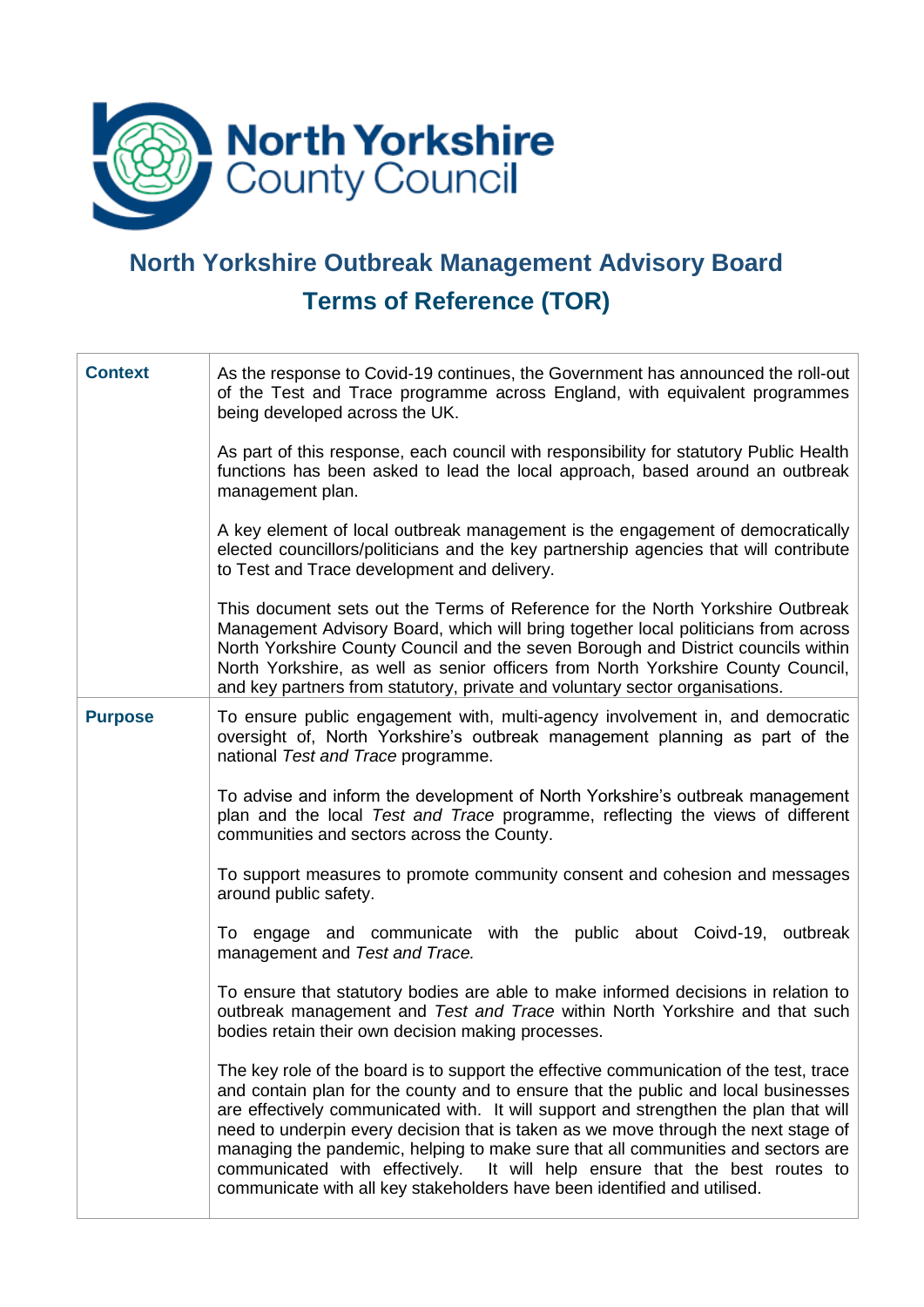North Yorkshire County Council

# North Yorkshire Outbreak Management Advisory Board
## Terms of Reference (TOR)

| | |
|---|---|
| **Context** | As the response to Covid-19 continues, the Government has announced the roll-out of the Test and Trace programme across England, with equivalent programmes being developed across the UK.<br><br>As part of this response, each council with responsibility for statutory Public Health functions has been asked to lead the local approach, based around an outbreak management plan.<br><br>A key element of local outbreak management is the engagement of democratically elected councillors/politicians and the key partnership agencies that will contribute to Test and Trace development and delivery.<br><br>This document sets out the Terms of Reference for the North Yorkshire Outbreak Management Advisory Board, which will bring together local politicians from across North Yorkshire County Council and the seven Borough and District councils within North Yorkshire, as well as senior officers from North Yorkshire County Council, and key partners from statutory, private and voluntary sector organisations. |
| **Purpose** | To ensure public engagement with, multi-agency involvement in, and democratic oversight of, North Yorkshire's outbreak management planning as part of the national *Test and Trace* programme.<br><br>To advise and inform the development of North Yorkshire's outbreak management plan and the local *Test and Trace* programme, reflecting the views of different communities and sectors across the County.<br><br>To support measures to promote community consent and cohesion and messages around public safety.<br><br>To engage and communicate with the public about Coivd-19, outbreak management and *Test and Trace.*<br><br>To ensure that statutory bodies are able to make informed decisions in relation to outbreak management and *Test and Trace* within North Yorkshire and that such bodies retain their own decision making processes.<br><br>The key role of the board is to support the effective communication of the test, trace and contain plan for the county and to ensure that the public and local businesses are effectively communicated with. It will support and strengthen the plan that will need to underpin every decision that is taken as we move through the next stage of managing the pandemic, helping to make sure that all communities and sectors are communicated with effectively. It will help ensure that the best routes to communicate with all key stakeholders have been identified and utilised. |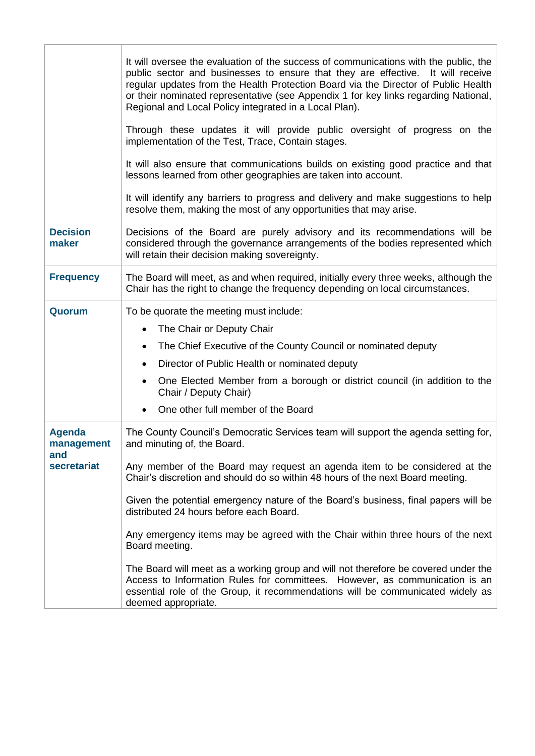| | |
|---|---|
| | It will oversee the evaluation of the success of communications with the public, the public sector and businesses to ensure that they are effective. It will receive regular updates from the Health Protection Board via the Director of Public Health or their nominated representative (see Appendix 1 for key links regarding National, Regional and Local Policy integrated in a Local Plan).<br><br>Through these updates it will provide public oversight of progress on the implementation of the Test, Trace, Contain stages.<br><br>It will also ensure that communications builds on existing good practice and that lessons learned from other geographies are taken into account.<br><br>It will identify any barriers to progress and delivery and make suggestions to help resolve them, making the most of any opportunities that may arise. |
| **Decision maker** | Decisions of the Board are purely advisory and its recommendations will be considered through the governance arrangements of the bodies represented which will retain their decision making sovereignty. |
| **Frequency** | The Board will meet, as and when required, initially every three weeks, although the Chair has the right to change the frequency depending on local circumstances. |
| **Quorum** | To be quorate the meeting must include:<br>• The Chair or Deputy Chair<br>• The Chief Executive of the County Council or nominated deputy<br>• Director of Public Health or nominated deputy<br>• One Elected Member from a borough or district council (in addition to the Chair / Deputy Chair)<br>• One other full member of the Board |
| **Agenda management and secretariat** | The County Council's Democratic Services team will support the agenda setting for, and minuting of, the Board.<br><br>Any member of the Board may request an agenda item to be considered at the Chair's discretion and should do so within 48 hours of the next Board meeting.<br><br>Given the potential emergency nature of the Board's business, final papers will be distributed 24 hours before each Board.<br><br>Any emergency items may be agreed with the Chair within three hours of the next Board meeting.<br><br>The Board will meet as a working group and will not therefore be covered under the Access to Information Rules for committees. However, as communication is an essential role of the Group, it recommendations will be communicated widely as deemed appropriate. |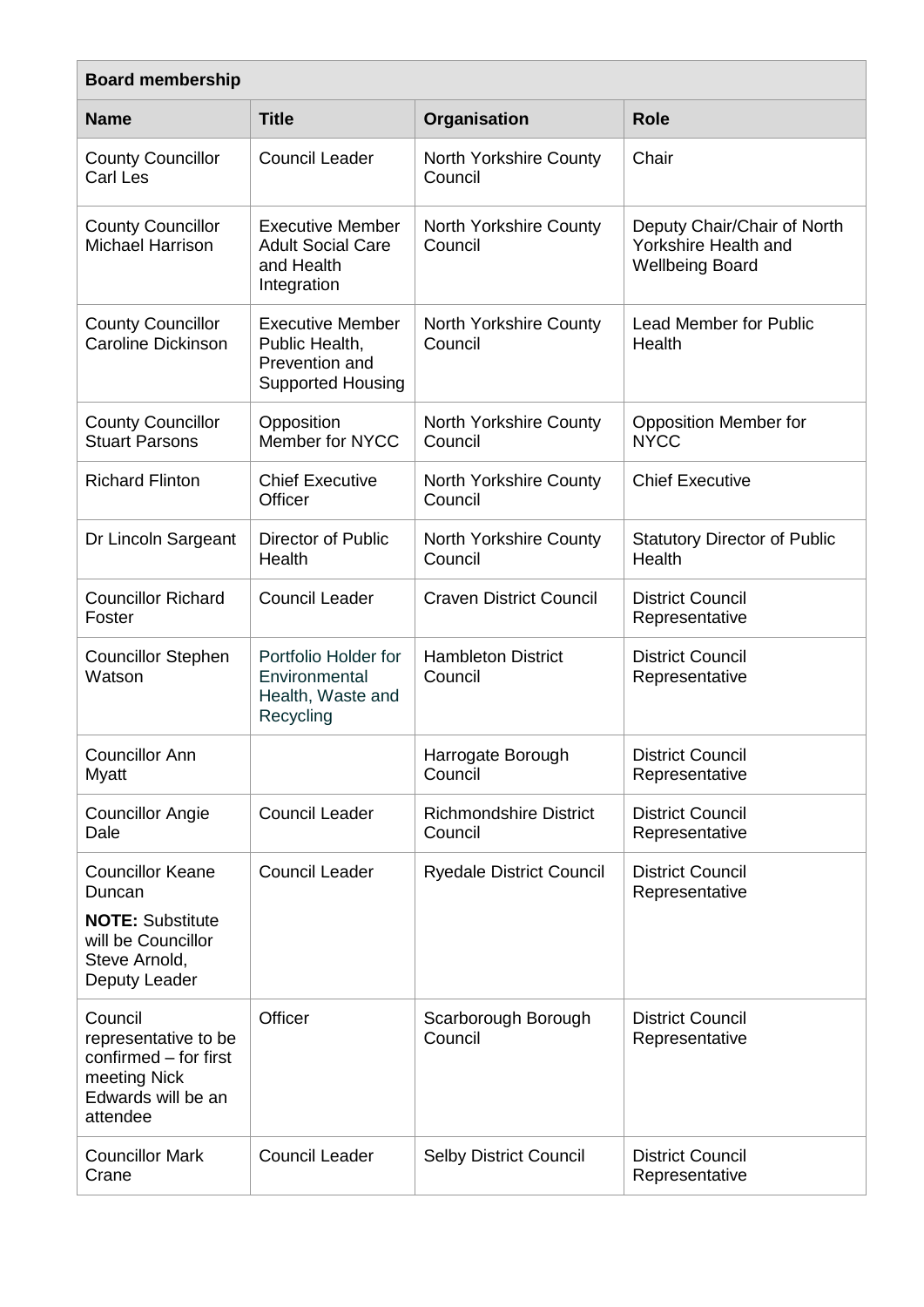| Board membership | | | |
|---|---|---|---|
| **Name** | **Title** | **Organisation** | **Role** |
| County Councillor Carl Les | Council Leader | North Yorkshire County Council | Chair |
| County Councillor Michael Harrison | Executive Member Adult Social Care and Health Integration | North Yorkshire County Council | Deputy Chair/Chair of North Yorkshire Health and Wellbeing Board |
| County Councillor Caroline Dickinson | Executive Member Public Health, Prevention and Supported Housing | North Yorkshire County Council | Lead Member for Public Health |
| County Councillor Stuart Parsons | Opposition Member for NYCC | North Yorkshire County Council | Opposition Member for NYCC |
| Richard Flinton | Chief Executive Officer | North Yorkshire County Council | Chief Executive |
| Dr Lincoln Sargeant | Director of Public Health | North Yorkshire County Council | Statutory Director of Public Health |
| Councillor Richard Foster | Council Leader | Craven District Council | District Council Representative |
| Councillor Stephen Watson | Portfolio Holder for Environmental Health, Waste and Recycling | Hambleton District Council | District Council Representative |
| Councillor Ann Myatt | | Harrogate Borough Council | District Council Representative |
| Councillor Angie Dale | Council Leader | Richmondshire District Council | District Council Representative |
| Councillor Keane Duncan<br>**NOTE:** Substitute will be Councillor Steve Arnold, Deputy Leader | Council Leader | Ryedale District Council | District Council Representative |
| Council representative to be confirmed – for first meeting Nick Edwards will be an attendee | Officer | Scarborough Borough Council | District Council Representative |
| Councillor Mark Crane | Council Leader | Selby District Council | District Council Representative |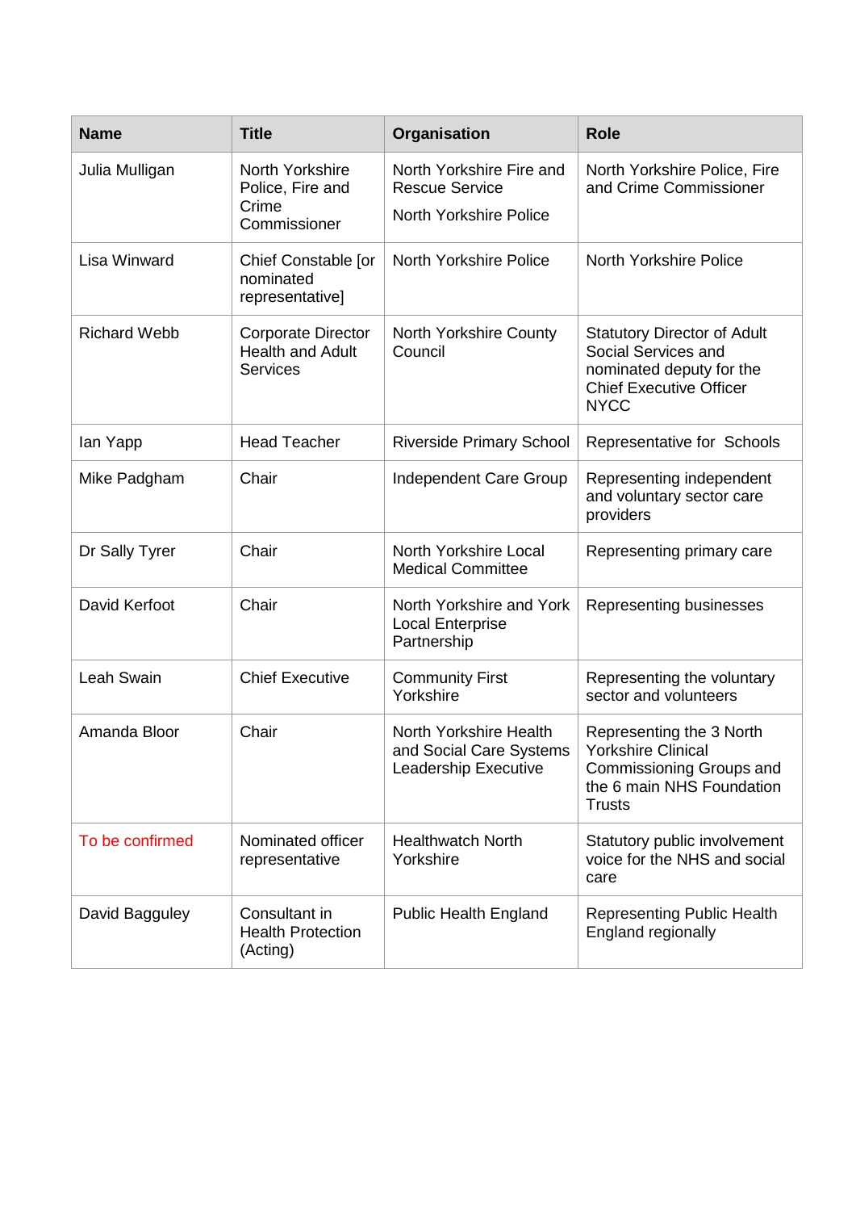| Name | Title | Organisation | Role |
| --- | --- | --- | --- |
| Julia Mulligan | North Yorkshire Police, Fire and Crime Commissioner | North Yorkshire Fire and Rescue Service<br>North Yorkshire Police | North Yorkshire Police, Fire and Crime Commissioner |
| Lisa Winward | Chief Constable [or nominated representative] | North Yorkshire Police | North Yorkshire Police |
| Richard Webb | Corporate Director Health and Adult Services | North Yorkshire County Council | Statutory Director of Adult Social Services and nominated deputy for the Chief Executive Officer NYCC |
| Ian Yapp | Head Teacher | Riverside Primary School | Representative for Schools |
| Mike Padgham | Chair | Independent Care Group | Representing independent and voluntary sector care providers |
| Dr Sally Tyrer | Chair | North Yorkshire Local Medical Committee | Representing primary care |
| David Kerfoot | Chair | North Yorkshire and York Local Enterprise Partnership | Representing businesses |
| Leah Swain | Chief Executive | Community First Yorkshire | Representing the voluntary sector and volunteers |
| Amanda Bloor | Chair | North Yorkshire Health and Social Care Systems Leadership Executive | Representing the 3 North Yorkshire Clinical Commissioning Groups and the 6 main NHS Foundation Trusts |
| To be confirmed | Nominated officer representative | Healthwatch North Yorkshire | Statutory public involvement voice for the NHS and social care |
| David Bagguley | Consultant in Health Protection (Acting) | Public Health England | Representing Public Health England regionally |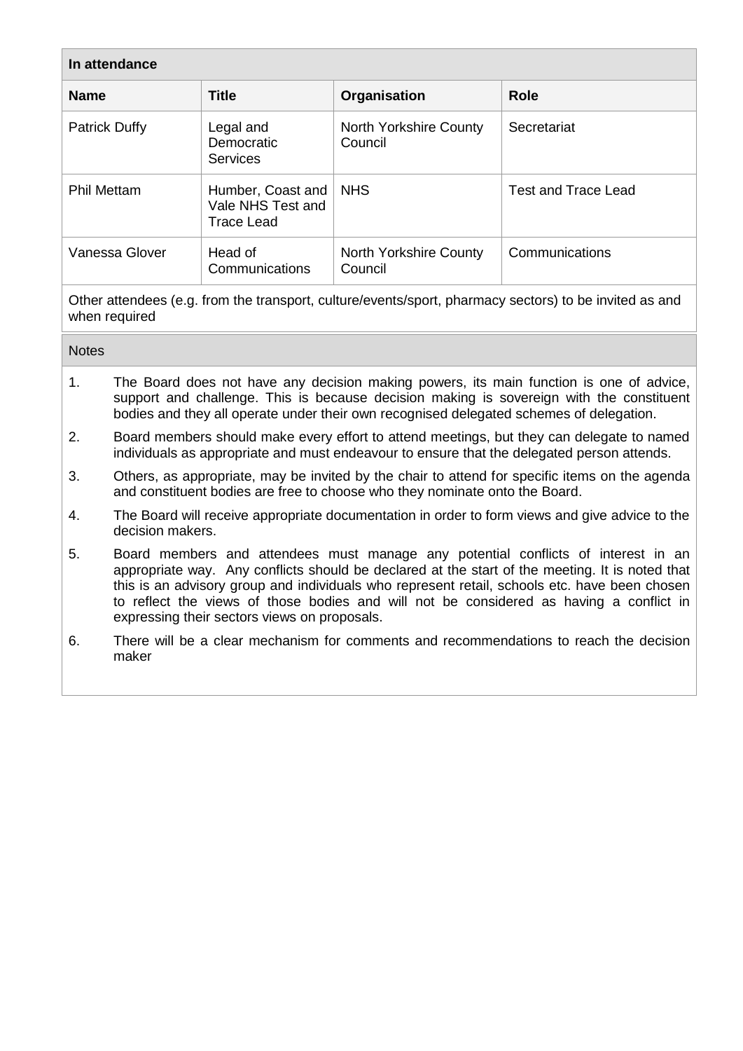| In attendance | | | |
|---|---|---|---|
| **Name** | **Title** | **Organisation** | **Role** |
| Patrick Duffy | Legal and Democratic Services | North Yorkshire County Council | Secretariat |
| Phil Mettam | Humber, Coast and Vale NHS Test and Trace Lead | NHS | Test and Trace Lead |
| Vanessa Glover | Head of Communications | North Yorkshire County Council | Communications |

Other attendees (e.g. from the transport, culture/events/sport, pharmacy sectors) to be invited as and when required

**Notes**

1. The Board does not have any decision making powers, its main function is one of advice, support and challenge. This is because decision making is sovereign with the constituent bodies and they all operate under their own recognised delegated schemes of delegation.
2. Board members should make every effort to attend meetings, but they can delegate to named individuals as appropriate and must endeavour to ensure that the delegated person attends.
3. Others, as appropriate, may be invited by the chair to attend for specific items on the agenda and constituent bodies are free to choose who they nominate onto the Board.
4. The Board will receive appropriate documentation in order to form views and give advice to the decision makers.
5. Board members and attendees must manage any potential conflicts of interest in an appropriate way. Any conflicts should be declared at the start of the meeting. It is noted that this is an advisory group and individuals who represent retail, schools etc. have been chosen to reflect the views of those bodies and will not be considered as having a conflict in expressing their sectors views on proposals.
6. There will be a clear mechanism for comments and recommendations to reach the decision maker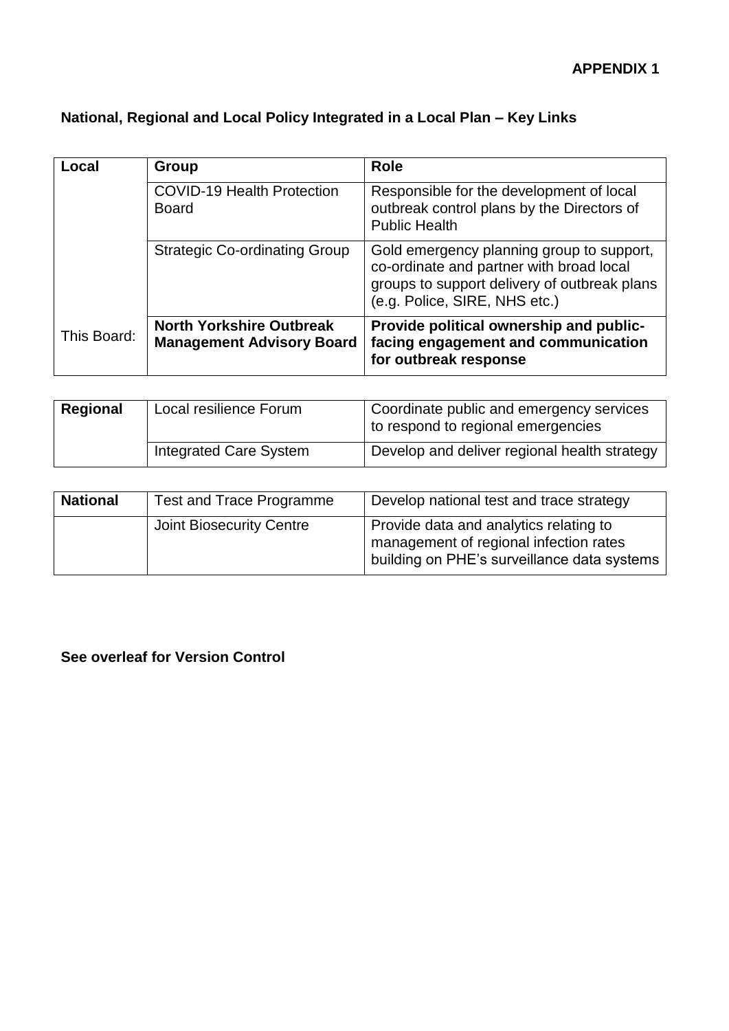**APPENDIX 1**

**National, Regional and Local Policy Integrated in a Local Plan – Key Links**

| Local | Group | Role |
|---|---|---|
| | COVID-19 Health Protection Board | Responsible for the development of local outbreak control plans by the Directors of Public Health |
| | Strategic Co-ordinating Group | Gold emergency planning group to support, co-ordinate and partner with broad local groups to support delivery of outbreak plans (e.g. Police, SIRE, NHS etc.) |
| This Board: | **North Yorkshire Outbreak Management Advisory Board** | **Provide political ownership and public-facing engagement and communication for outbreak response** |

| Regional | Local resilience Forum | Coordinate public and emergency services to respond to regional emergencies |
|---|---|---|
| | Integrated Care System | Develop and deliver regional health strategy |

| National | Test and Trace Programme | Develop national test and trace strategy |
|---|---|---|
| | Joint Biosecurity Centre | Provide data and analytics relating to management of regional infection rates building on PHE's surveillance data systems |

**See overleaf for Version Control**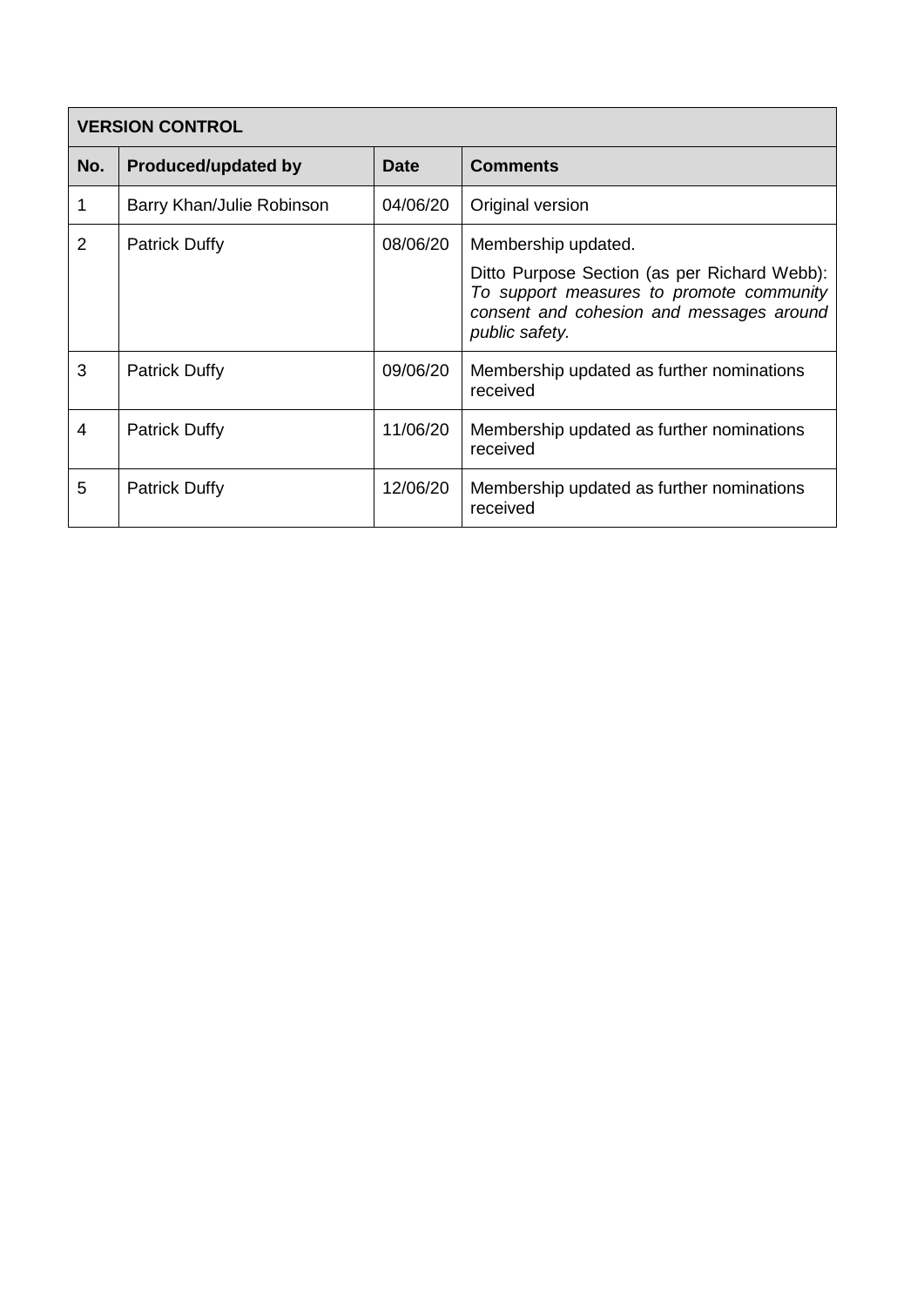| VERSION CONTROL | | | |
|---|---|---|---|
| **No.** | **Produced/updated by** | **Date** | **Comments** |
| 1 | Barry Khan/Julie Robinson | 04/06/20 | Original version |
| 2 | Patrick Duffy | 08/06/20 | Membership updated.<br><br>Ditto Purpose Section (as per Richard Webb): *To support measures to promote community consent and cohesion and messages around public safety.* |
| 3 | Patrick Duffy | 09/06/20 | Membership updated as further nominations received |
| 4 | Patrick Duffy | 11/06/20 | Membership updated as further nominations received |
| 5 | Patrick Duffy | 12/06/20 | Membership updated as further nominations received |